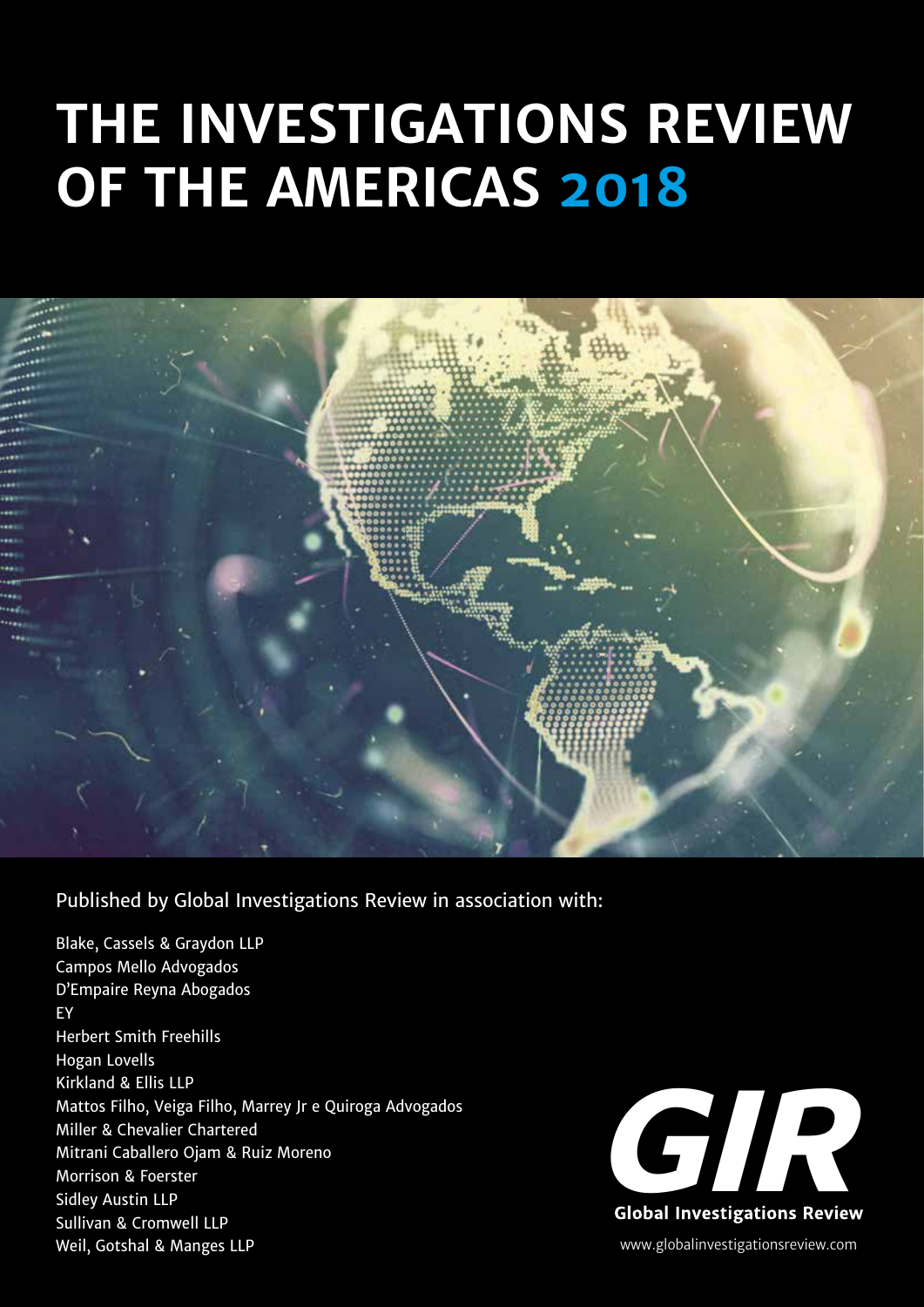# THE INVESTIGATIONS REVIEW OF THE AMERICAS 2018

Published by Global Investigations Review in association with:

Blake, Cassels & Graydon LLP
Campos Mello Advogados
D'Empaire Reyna Abogados
EY
Herbert Smith Freehills
Hogan Lovells
Kirkland & Ellis LLP
Mattos Filho, Veiga Filho, Marrey Jr e Quiroga Advogados
Miller & Chevalier Chartered
Mitrani Caballero Ojam & Ruiz Moreno
Morrison & Foerster
Sidley Austin LLP
Sullivan & Cromwell LLP
Weil, Gotshal & Manges LLP

GIR
Global Investigations Review
www.globalinvestigationsreview.com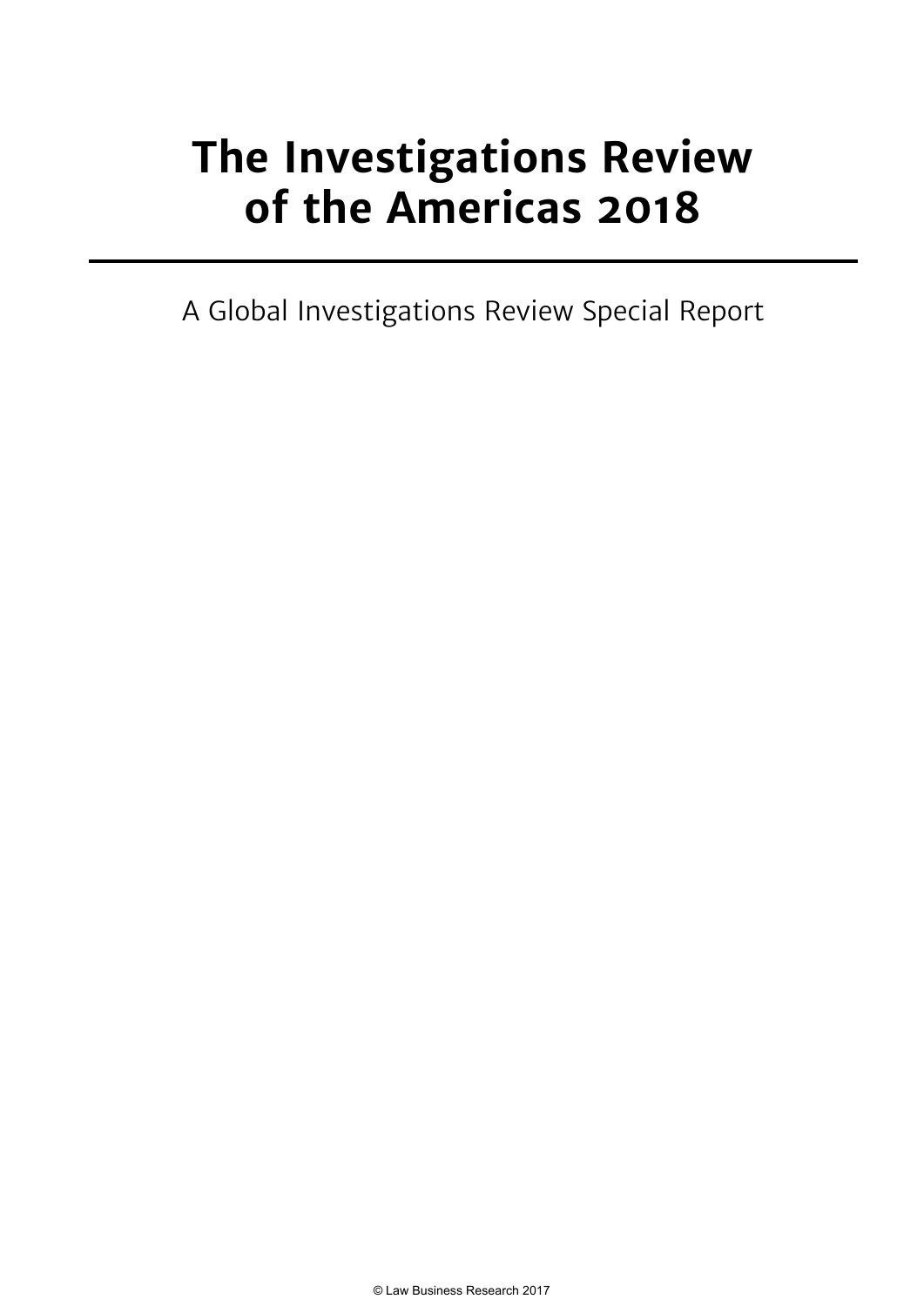# The Investigations Review of the Americas 2018

---

A Global Investigations Review Special Report

© Law Business Research 2017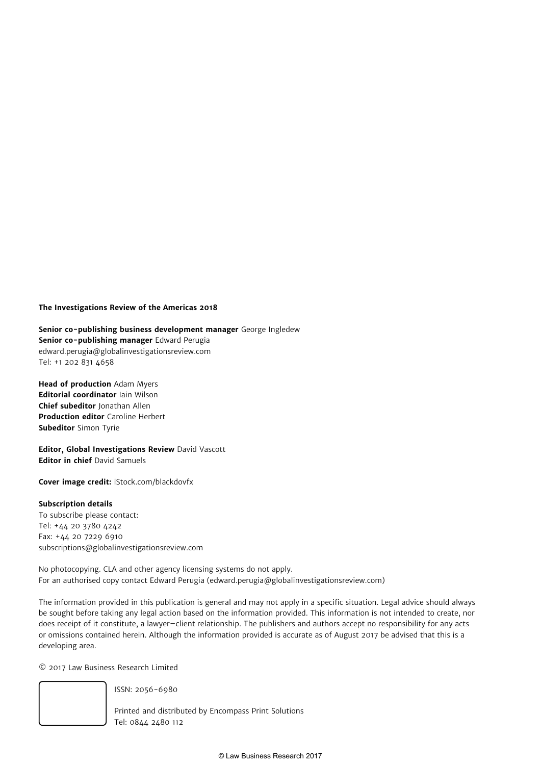**The Investigations Review of the Americas 2018**

**Senior co-publishing business development manager** George Ingledew
**Senior co-publishing manager** Edward Perugia
edward.perugia@globalinvestigationsreview.com
Tel: +1 202 831 4658

**Head of production** Adam Myers
**Editorial coordinator** Iain Wilson
**Chief subeditor** Jonathan Allen
**Production editor** Caroline Herbert
**Subeditor** Simon Tyrie

**Editor, Global Investigations Review** David Vascott
**Editor in chief** David Samuels

**Cover image credit:** iStock.com/blackdovfx

**Subscription details**
To subscribe please contact:
Tel: +44 20 3780 4242
Fax: +44 20 7229 6910
subscriptions@globalinvestigationsreview.com

No photocopying. CLA and other agency licensing systems do not apply.
For an authorised copy contact Edward Perugia (edward.perugia@globalinvestigationsreview.com)

The information provided in this publication is general and may not apply in a specific situation. Legal advice should always be sought before taking any legal action based on the information provided. This information is not intended to create, nor does receipt of it constitute, a lawyer–client relationship. The publishers and authors accept no responsibility for any acts or omissions contained herein. Although the information provided is accurate as of August 2017 be advised that this is a developing area.

© 2017 Law Business Research Limited

ISSN: 2056-6980

Printed and distributed by Encompass Print Solutions
Tel: 0844 2480 112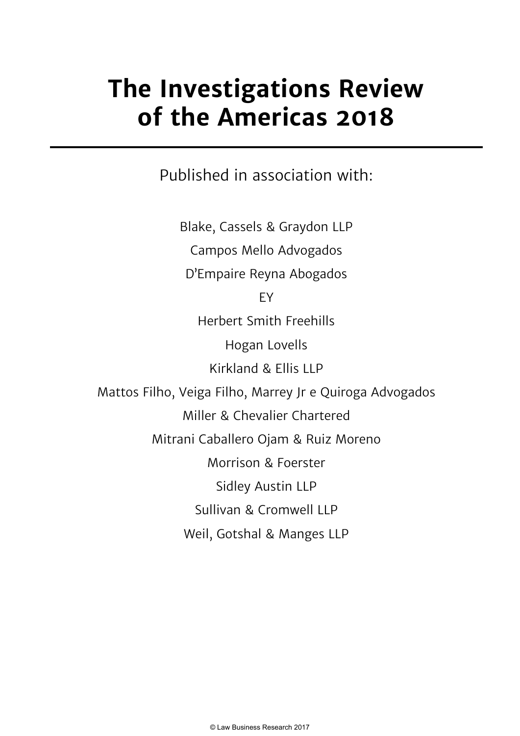# The Investigations Review of the Americas 2018

Published in association with:

Blake, Cassels & Graydon LLP

Campos Mello Advogados

D'Empaire Reyna Abogados

EY

Herbert Smith Freehills

Hogan Lovells

Kirkland & Ellis LLP

Mattos Filho, Veiga Filho, Marrey Jr e Quiroga Advogados

Miller & Chevalier Chartered

Mitrani Caballero Ojam & Ruiz Moreno

Morrison & Foerster

Sidley Austin LLP

Sullivan & Cromwell LLP

Weil, Gotshal & Manges LLP

© Law Business Research 2017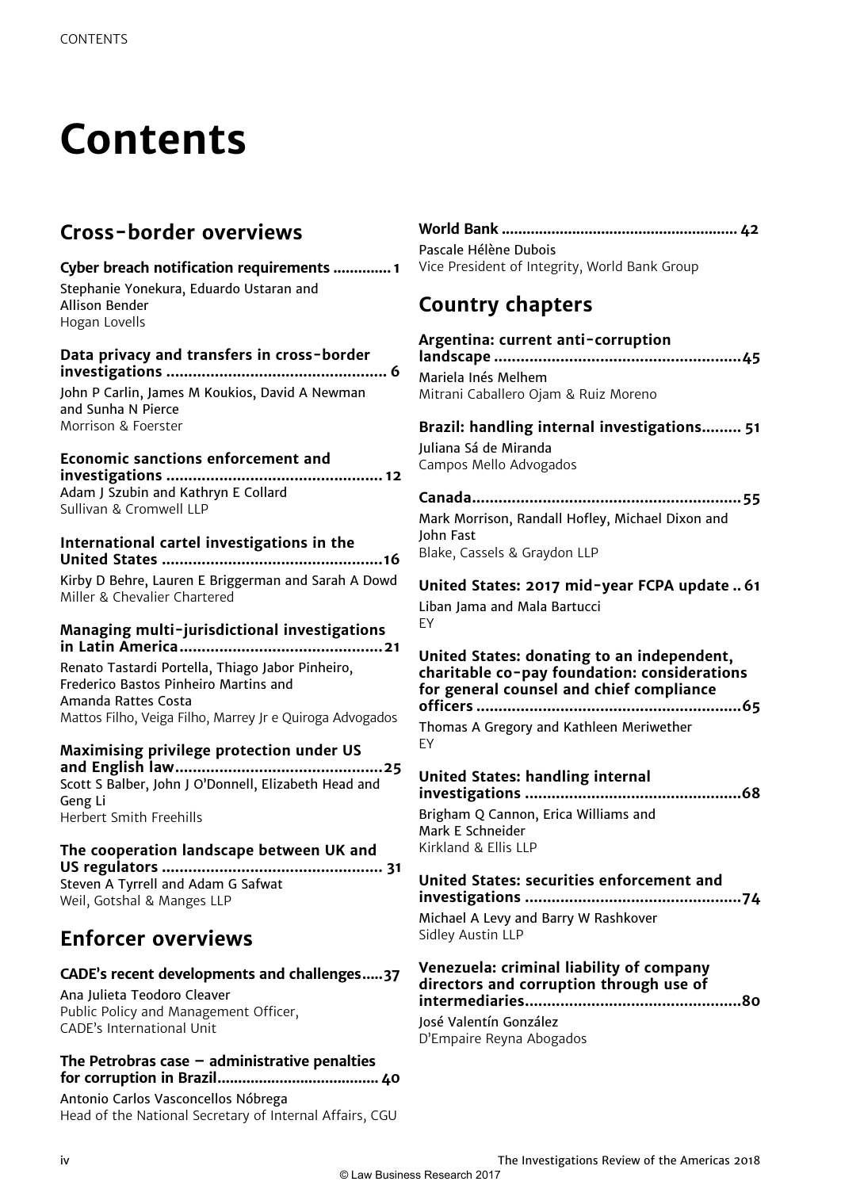# Contents

## Cross-border overviews

**Cyber breach notification requirements ............. 1**
Stephanie Yonekura, Eduardo Ustaran and Allison Bender
Hogan Lovells

**Data privacy and transfers in cross-border investigations .................................................. 6**
John P Carlin, James M Koukios, David A Newman and Sunha N Pierce
Morrison & Foerster

**Economic sanctions enforcement and investigations ................................................. 12**
Adam J Szubin and Kathryn E Collard
Sullivan & Cromwell LLP

**International cartel investigations in the United States ..................................................16**
Kirby D Behre, Lauren E Briggerman and Sarah A Dowd
Miller & Chevalier Chartered

**Managing multi-jurisdictional investigations in Latin America.............................................21**
Renato Tastardi Portella, Thiago Jabor Pinheiro, Frederico Bastos Pinheiro Martins and Amanda Rattes Costa
Mattos Filho, Veiga Filho, Marrey Jr e Quiroga Advogados

**Maximising privilege protection under US and English law...............................................25**
Scott S Balber, John J O'Donnell, Elizabeth Head and Geng Li
Herbert Smith Freehills

**The cooperation landscape between UK and US regulators ................................................. 31**
Steven A Tyrrell and Adam G Safwat
Weil, Gotshal & Manges LLP

## Enforcer overviews

**CADE's recent developments and challenges.....37**
Ana Julieta Teodoro Cleaver
Public Policy and Management Officer, CADE's International Unit

**The Petrobras case – administrative penalties for corruption in Brazil...................................... 40**
Antonio Carlos Vasconcellos Nóbrega
Head of the National Secretary of Internal Affairs, CGU

**World Bank ........................................................ 42**
Pascale Hélène Dubois
Vice President of Integrity, World Bank Group

## Country chapters

**Argentina: current anti-corruption landscape ........................................................45**
Mariela Inés Melhem
Mitrani Caballero Ojam & Ruiz Moreno

**Brazil: handling internal investigations......... 51**
Juliana Sá de Miranda
Campos Mello Advogados

**Canada.............................................................55**
Mark Morrison, Randall Hofley, Michael Dixon and John Fast
Blake, Cassels & Graydon LLP

**United States: 2017 mid-year FCPA update .. 61**
Liban Jama and Mala Bartucci
EY

**United States: donating to an independent, charitable co-pay foundation: considerations for general counsel and chief compliance officers ............................................................65**
Thomas A Gregory and Kathleen Meriwether
EY

**United States: handling internal investigations .................................................68**
Brigham Q Cannon, Erica Williams and Mark E Schneider
Kirkland & Ellis LLP

**United States: securities enforcement and investigations .................................................74**
Michael A Levy and Barry W Rashkover
Sidley Austin LLP

**Venezuela: criminal liability of company directors and corruption through use of intermediaries.................................................80**
José Valentín González
D'Empaire Reyna Abogados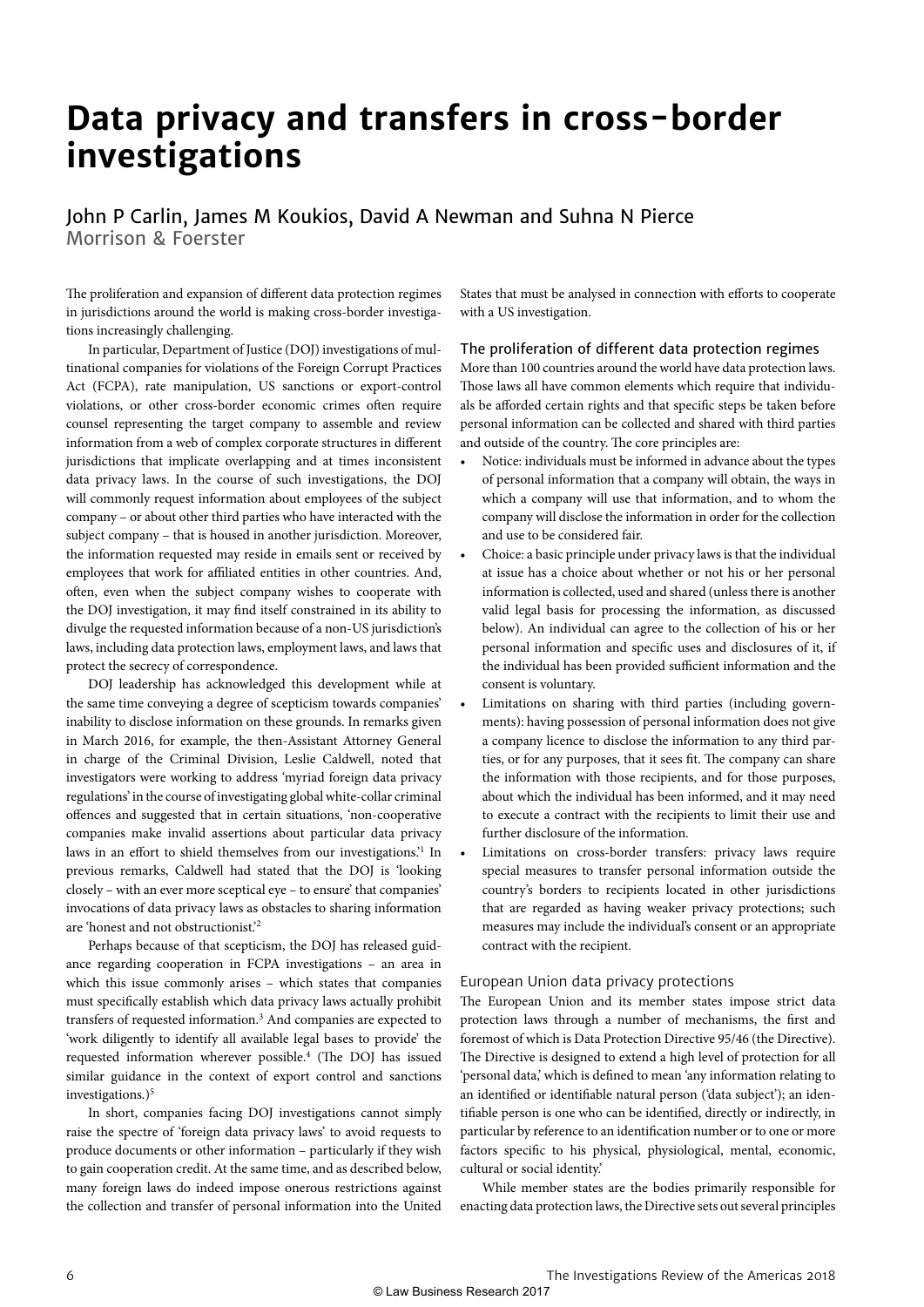# Data privacy and transfers in cross-border investigations

## John P Carlin, James M Koukios, David A Newman and Suhna N Pierce

Morrison & Foerster

The proliferation and expansion of different data protection regimes in jurisdictions around the world is making cross-border investigations increasingly challenging.

In particular, Department of Justice (DOJ) investigations of multinational companies for violations of the Foreign Corrupt Practices Act (FCPA), rate manipulation, US sanctions or export-control violations, or other cross-border economic crimes often require counsel representing the target company to assemble and review information from a web of complex corporate structures in different jurisdictions that implicate overlapping and at times inconsistent data privacy laws. In the course of such investigations, the DOJ will commonly request information about employees of the subject company – or about other third parties who have interacted with the subject company – that is housed in another jurisdiction. Moreover, the information requested may reside in emails sent or received by employees that work for affiliated entities in other countries. And, often, even when the subject company wishes to cooperate with the DOJ investigation, it may find itself constrained in its ability to divulge the requested information because of a non-US jurisdiction's laws, including data protection laws, employment laws, and laws that protect the secrecy of correspondence.

DOJ leadership has acknowledged this development while at the same time conveying a degree of scepticism towards companies' inability to disclose information on these grounds. In remarks given in March 2016, for example, the then-Assistant Attorney General in charge of the Criminal Division, Leslie Caldwell, noted that investigators were working to address 'myriad foreign data privacy regulations' in the course of investigating global white-collar criminal offences and suggested that in certain situations, 'non-cooperative companies make invalid assertions about particular data privacy laws in an effort to shield themselves from our investigations.'[1] In previous remarks, Caldwell had stated that the DOJ is 'looking closely – with an ever more sceptical eye – to ensure' that companies' invocations of data privacy laws as obstacles to sharing information are 'honest and not obstructionist.'[2]

Perhaps because of that scepticism, the DOJ has released guidance regarding cooperation in FCPA investigations – an area in which this issue commonly arises – which states that companies must specifically establish which data privacy laws actually prohibit transfers of requested information.[3] And companies are expected to 'work diligently to identify all available legal bases to provide' the requested information wherever possible.[4] (The DOJ has issued similar guidance in the context of export control and sanctions investigations.)[5]

In short, companies facing DOJ investigations cannot simply raise the spectre of 'foreign data privacy laws' to avoid requests to produce documents or other information – particularly if they wish to gain cooperation credit. At the same time, and as described below, many foreign laws do indeed impose onerous restrictions against the collection and transfer of personal information into the United States that must be analysed in connection with efforts to cooperate with a US investigation.

### The proliferation of different data protection regimes

More than 100 countries around the world have data protection laws. Those laws all have common elements which require that individuals be afforded certain rights and that specific steps be taken before personal information can be collected and shared with third parties and outside of the country. The core principles are:

- Notice: individuals must be informed in advance about the types of personal information that a company will obtain, the ways in which a company will use that information, and to whom the company will disclose the information in order for the collection and use to be considered fair.
- Choice: a basic principle under privacy laws is that the individual at issue has a choice about whether or not his or her personal information is collected, used and shared (unless there is another valid legal basis for processing the information, as discussed below). An individual can agree to the collection of his or her personal information and specific uses and disclosures of it, if the individual has been provided sufficient information and the consent is voluntary.
- Limitations on sharing with third parties (including governments): having possession of personal information does not give a company licence to disclose the information to any third parties, or for any purposes, that it sees fit. The company can share the information with those recipients, and for those purposes, about which the individual has been informed, and it may need to execute a contract with the recipients to limit their use and further disclosure of the information.
- Limitations on cross-border transfers: privacy laws require special measures to transfer personal information outside the country's borders to recipients located in other jurisdictions that are regarded as having weaker privacy protections; such measures may include the individual's consent or an appropriate contract with the recipient.

### European Union data privacy protections

The European Union and its member states impose strict data protection laws through a number of mechanisms, the first and foremost of which is Data Protection Directive 95/46 (the Directive). The Directive is designed to extend a high level of protection for all 'personal data,' which is defined to mean 'any information relating to an identified or identifiable natural person ('data subject'); an identifiable person is one who can be identified, directly or indirectly, in particular by reference to an identification number or to one or more factors specific to his physical, physiological, mental, economic, cultural or social identity.'

While member states are the bodies primarily responsible for enacting data protection laws, the Directive sets out several principles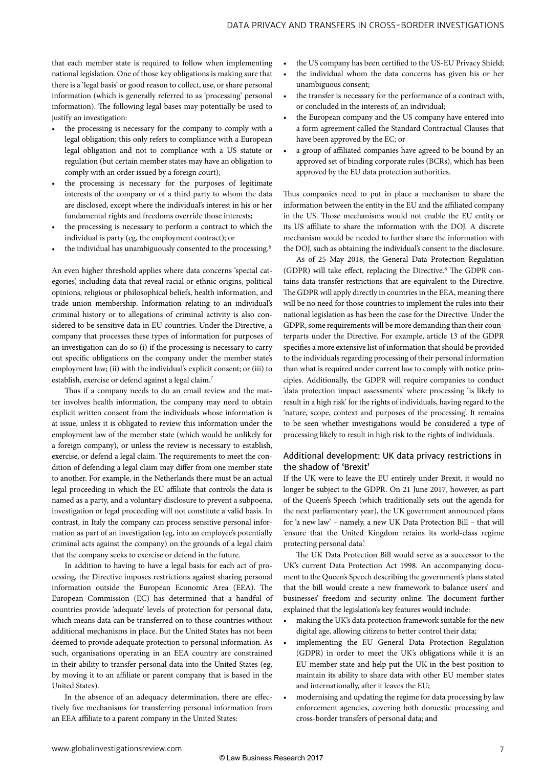that each member state is required to follow when implementing national legislation. One of those key obligations is making sure that there is a 'legal basis' or good reason to collect, use, or share personal information (which is generally referred to as 'processing' personal information). The following legal bases may potentially be used to justify an investigation:

- the processing is necessary for the company to comply with a legal obligation; this only refers to compliance with a European legal obligation and not to compliance with a US statute or regulation (but certain member states may have an obligation to comply with an order issued by a foreign court);
- the processing is necessary for the purposes of legitimate interests of the company or of a third party to whom the data are disclosed, except where the individual's interest in his or her fundamental rights and freedoms override those interests;
- the processing is necessary to perform a contract to which the individual is party (eg, the employment contract); or
- the individual has unambiguously consented to the processing.[6]

An even higher threshold applies where data concerns 'special categories', including data that reveal racial or ethnic origins, political opinions, religious or philosophical beliefs, health information, and trade union membership. Information relating to an individual's criminal history or to allegations of criminal activity is also considered to be sensitive data in EU countries. Under the Directive, a company that processes these types of information for purposes of an investigation can do so (i) if the processing is necessary to carry out specific obligations on the company under the member state's employment law; (ii) with the individual's explicit consent; or (iii) to establish, exercise or defend against a legal claim.[7]

Thus if a company needs to do an email review and the matter involves health information, the company may need to obtain explicit written consent from the individuals whose information is at issue, unless it is obligated to review this information under the employment law of the member state (which would be unlikely for a foreign company), or unless the review is necessary to establish, exercise, or defend a legal claim. The requirements to meet the condition of defending a legal claim may differ from one member state to another. For example, in the Netherlands there must be an actual legal proceeding in which the EU affiliate that controls the data is named as a party, and a voluntary disclosure to prevent a subpoena, investigation or legal proceeding will not constitute a valid basis. In contrast, in Italy the company can process sensitive personal information as part of an investigation (eg, into an employee's potentially criminal acts against the company) on the grounds of a legal claim that the company seeks to exercise or defend in the future.

In addition to having to have a legal basis for each act of processing, the Directive imposes restrictions against sharing personal information outside the European Economic Area (EEA). The European Commission (EC) has determined that a handful of countries provide 'adequate' levels of protection for personal data, which means data can be transferred on to those countries without additional mechanisms in place. But the United States has not been deemed to provide adequate protection to personal information. As such, organisations operating in an EEA country are constrained in their ability to transfer personal data into the United States (eg, by moving it to an affiliate or parent company that is based in the United States).

In the absence of an adequacy determination, there are effectively five mechanisms for transferring personal information from an EEA affiliate to a parent company in the United States:

- the US company has been certified to the US-EU Privacy Shield;
- the individual whom the data concerns has given his or her unambiguous consent;
- the transfer is necessary for the performance of a contract with, or concluded in the interests of, an individual;
- the European company and the US company have entered into a form agreement called the Standard Contractual Clauses that have been approved by the EC; or
- a group of affiliated companies have agreed to be bound by an approved set of binding corporate rules (BCRs), which has been approved by the EU data protection authorities.

Thus companies need to put in place a mechanism to share the information between the entity in the EU and the affiliated company in the US. Those mechanisms would not enable the EU entity or its US affiliate to share the information with the DOJ. A discrete mechanism would be needed to further share the information with the DOJ, such as obtaining the individual's consent to the disclosure.

As of 25 May 2018, the General Data Protection Regulation (GDPR) will take effect, replacing the Directive.[8] The GDPR contains data transfer restrictions that are equivalent to the Directive. The GDPR will apply directly in countries in the EEA, meaning there will be no need for those countries to implement the rules into their national legislation as has been the case for the Directive. Under the GDPR, some requirements will be more demanding than their counterparts under the Directive. For example, article 13 of the GDPR specifies a more extensive list of information that should be provided to the individuals regarding processing of their personal information than what is required under current law to comply with notice principles. Additionally, the GDPR will require companies to conduct 'data protection impact assessments' where processing 'is likely to result in a high risk' for the rights of individuals, having regard to the 'nature, scope, context and purposes of the processing'. It remains to be seen whether investigations would be considered a type of processing likely to result in high risk to the rights of individuals.

## Additional development: UK data privacy restrictions in the shadow of 'Brexit'

If the UK were to leave the EU entirely under Brexit, it would no longer be subject to the GDPR. On 21 June 2017, however, as part of the Queen's Speech (which traditionally sets out the agenda for the next parliamentary year), the UK government announced plans for 'a new law' – namely, a new UK Data Protection Bill – that will 'ensure that the United Kingdom retains its world-class regime protecting personal data.'

The UK Data Protection Bill would serve as a successor to the UK's current Data Protection Act 1998. An accompanying document to the Queen's Speech describing the government's plans stated that the bill would create a new framework to balance users' and businesses' freedom and security online. The document further explained that the legislation's key features would include:

- making the UK's data protection framework suitable for the new digital age, allowing citizens to better control their data;
- implementing the EU General Data Protection Regulation (GDPR) in order to meet the UK's obligations while it is an EU member state and help put the UK in the best position to maintain its ability to share data with other EU member states and internationally, after it leaves the EU;
- modernising and updating the regime for data processing by law enforcement agencies, covering both domestic processing and cross-border transfers of personal data; and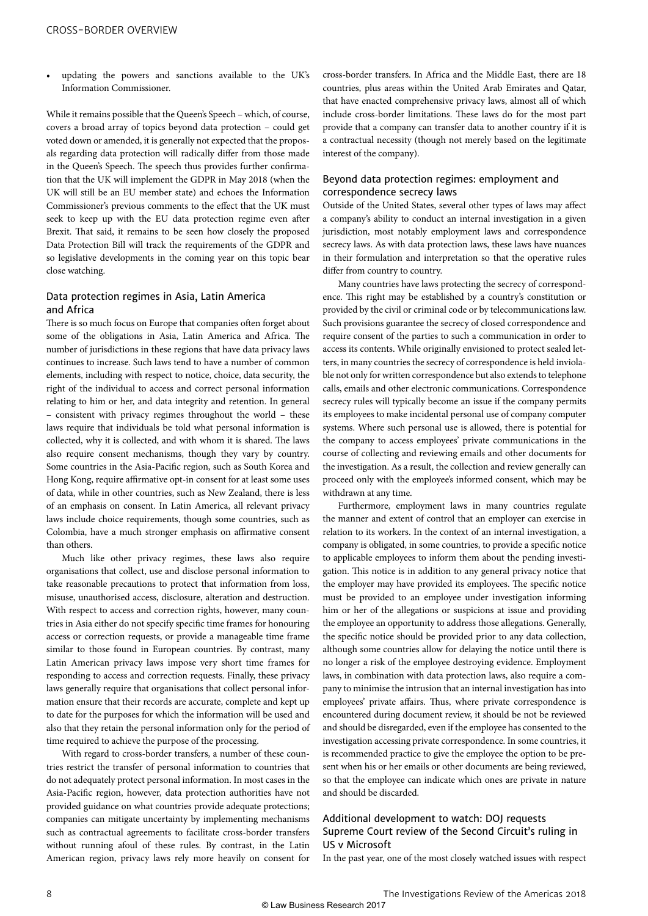- updating the powers and sanctions available to the UK's Information Commissioner.

While it remains possible that the Queen's Speech – which, of course, covers a broad array of topics beyond data protection – could get voted down or amended, it is generally not expected that the proposals regarding data protection will radically differ from those made in the Queen's Speech. The speech thus provides further confirmation that the UK will implement the GDPR in May 2018 (when the UK will still be an EU member state) and echoes the Information Commissioner's previous comments to the effect that the UK must seek to keep up with the EU data protection regime even after Brexit. That said, it remains to be seen how closely the proposed Data Protection Bill will track the requirements of the GDPR and so legislative developments in the coming year on this topic bear close watching.

## Data protection regimes in Asia, Latin America and Africa

There is so much focus on Europe that companies often forget about some of the obligations in Asia, Latin America and Africa. The number of jurisdictions in these regions that have data privacy laws continues to increase. Such laws tend to have a number of common elements, including with respect to notice, choice, data security, the right of the individual to access and correct personal information relating to him or her, and data integrity and retention. In general – consistent with privacy regimes throughout the world – these laws require that individuals be told what personal information is collected, why it is collected, and with whom it is shared. The laws also require consent mechanisms, though they vary by country. Some countries in the Asia-Pacific region, such as South Korea and Hong Kong, require affirmative opt-in consent for at least some uses of data, while in other countries, such as New Zealand, there is less of an emphasis on consent. In Latin America, all relevant privacy laws include choice requirements, though some countries, such as Colombia, have a much stronger emphasis on affirmative consent than others.

Much like other privacy regimes, these laws also require organisations that collect, use and disclose personal information to take reasonable precautions to protect that information from loss, misuse, unauthorised access, disclosure, alteration and destruction. With respect to access and correction rights, however, many countries in Asia either do not specify specific time frames for honouring access or correction requests, or provide a manageable time frame similar to those found in European countries. By contrast, many Latin American privacy laws impose very short time frames for responding to access and correction requests. Finally, these privacy laws generally require that organisations that collect personal information ensure that their records are accurate, complete and kept up to date for the purposes for which the information will be used and also that they retain the personal information only for the period of time required to achieve the purpose of the processing.

With regard to cross-border transfers, a number of these countries restrict the transfer of personal information to countries that do not adequately protect personal information. In most cases in the Asia-Pacific region, however, data protection authorities have not provided guidance on what countries provide adequate protections; companies can mitigate uncertainty by implementing mechanisms such as contractual agreements to facilitate cross-border transfers without running afoul of these rules. By contrast, in the Latin American region, privacy laws rely more heavily on consent for cross-border transfers. In Africa and the Middle East, there are 18 countries, plus areas within the United Arab Emirates and Qatar, that have enacted comprehensive privacy laws, almost all of which include cross-border limitations. These laws do for the most part provide that a company can transfer data to another country if it is a contractual necessity (though not merely based on the legitimate interest of the company).

## Beyond data protection regimes: employment and correspondence secrecy laws

Outside of the United States, several other types of laws may affect a company's ability to conduct an internal investigation in a given jurisdiction, most notably employment laws and correspondence secrecy laws. As with data protection laws, these laws have nuances in their formulation and interpretation so that the operative rules differ from country to country.

Many countries have laws protecting the secrecy of correspondence. This right may be established by a country's constitution or provided by the civil or criminal code or by telecommunications law. Such provisions guarantee the secrecy of closed correspondence and require consent of the parties to such a communication in order to access its contents. While originally envisioned to protect sealed letters, in many countries the secrecy of correspondence is held inviolable not only for written correspondence but also extends to telephone calls, emails and other electronic communications. Correspondence secrecy rules will typically become an issue if the company permits its employees to make incidental personal use of company computer systems. Where such personal use is allowed, there is potential for the company to access employees' private communications in the course of collecting and reviewing emails and other documents for the investigation. As a result, the collection and review generally can proceed only with the employee's informed consent, which may be withdrawn at any time.

Furthermore, employment laws in many countries regulate the manner and extent of control that an employer can exercise in relation to its workers. In the context of an internal investigation, a company is obligated, in some countries, to provide a specific notice to applicable employees to inform them about the pending investigation. This notice is in addition to any general privacy notice that the employer may have provided its employees. The specific notice must be provided to an employee under investigation informing him or her of the allegations or suspicions at issue and providing the employee an opportunity to address those allegations. Generally, the specific notice should be provided prior to any data collection, although some countries allow for delaying the notice until there is no longer a risk of the employee destroying evidence. Employment laws, in combination with data protection laws, also require a company to minimise the intrusion that an internal investigation has into employees' private affairs. Thus, where private correspondence is encountered during document review, it should be not be reviewed and should be disregarded, even if the employee has consented to the investigation accessing private correspondence. In some countries, it is recommended practice to give the employee the option to be present when his or her emails or other documents are being reviewed, so that the employee can indicate which ones are private in nature and should be discarded.

## Additional development to watch: DOJ requests Supreme Court review of the Second Circuit's ruling in US v Microsoft

In the past year, one of the most closely watched issues with respect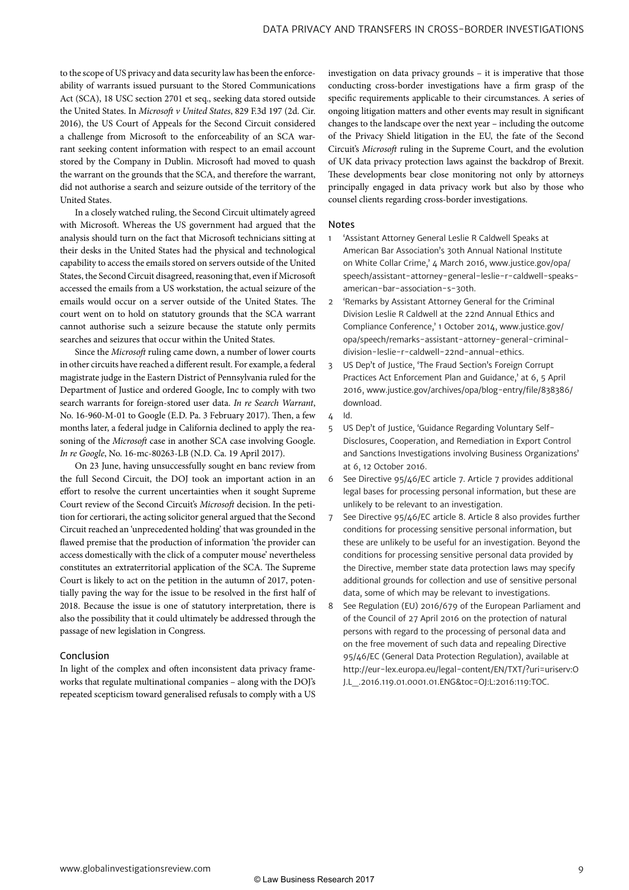to the scope of US privacy and data security law has been the enforceability of warrants issued pursuant to the Stored Communications Act (SCA), 18 USC section 2701 et seq., seeking data stored outside the United States. In *Microsoft v United States*, 829 F.3d 197 (2d. Cir. 2016), the US Court of Appeals for the Second Circuit considered a challenge from Microsoft to the enforceability of an SCA warrant seeking content information with respect to an email account stored by the Company in Dublin. Microsoft had moved to quash the warrant on the grounds that the SCA, and therefore the warrant, did not authorise a search and seizure outside of the territory of the United States.

In a closely watched ruling, the Second Circuit ultimately agreed with Microsoft. Whereas the US government had argued that the analysis should turn on the fact that Microsoft technicians sitting at their desks in the United States had the physical and technological capability to access the emails stored on servers outside of the United States, the Second Circuit disagreed, reasoning that, even if Microsoft accessed the emails from a US workstation, the actual seizure of the emails would occur on a server outside of the United States. The court went on to hold on statutory grounds that the SCA warrant cannot authorise such a seizure because the statute only permits searches and seizures that occur within the United States.

Since the *Microsoft* ruling came down, a number of lower courts in other circuits have reached a different result. For example, a federal magistrate judge in the Eastern District of Pennsylvania ruled for the Department of Justice and ordered Google, Inc to comply with two search warrants for foreign-stored user data. *In re Search Warrant*, No. 16-960-M-01 to Google (E.D. Pa. 3 February 2017). Then, a few months later, a federal judge in California declined to apply the reasoning of the *Microsoft* case in another SCA case involving Google. *In re Google*, No. 16-mc-80263-LB (N.D. Ca. 19 April 2017).

On 23 June, having unsuccessfully sought en banc review from the full Second Circuit, the DOJ took an important action in an effort to resolve the current uncertainties when it sought Supreme Court review of the Second Circuit's *Microsoft* decision. In the petition for certiorari, the acting solicitor general argued that the Second Circuit reached an 'unprecedented holding' that was grounded in the flawed premise that the production of information 'the provider can access domestically with the click of a computer mouse' nevertheless constitutes an extraterritorial application of the SCA. The Supreme Court is likely to act on the petition in the autumn of 2017, potentially paving the way for the issue to be resolved in the first half of 2018. Because the issue is one of statutory interpretation, there is also the possibility that it could ultimately be addressed through the passage of new legislation in Congress.

## Conclusion

In light of the complex and often inconsistent data privacy frameworks that regulate multinational companies – along with the DOJ's repeated scepticism toward generalised refusals to comply with a US investigation on data privacy grounds – it is imperative that those conducting cross-border investigations have a firm grasp of the specific requirements applicable to their circumstances. A series of ongoing litigation matters and other events may result in significant changes to the landscape over the next year – including the outcome of the Privacy Shield litigation in the EU, the fate of the Second Circuit's *Microsoft* ruling in the Supreme Court, and the evolution of UK data privacy protection laws against the backdrop of Brexit. These developments bear close monitoring not only by attorneys principally engaged in data privacy work but also by those who counsel clients regarding cross-border investigations.

## Notes

1. 'Assistant Attorney General Leslie R Caldwell Speaks at American Bar Association's 30th Annual National Institute on White Collar Crime,' 4 March 2016, www.justice.gov/opa/speech/assistant-attorney-general-leslie-r-caldwell-speaks-american-bar-association-s-30th.
2. 'Remarks by Assistant Attorney General for the Criminal Division Leslie R Caldwell at the 22nd Annual Ethics and Compliance Conference,' 1 October 2014, www.justice.gov/opa/speech/remarks-assistant-attorney-general-criminal-division-leslie-r-caldwell-22nd-annual-ethics.
3. US Dep't of Justice, 'The Fraud Section's Foreign Corrupt Practices Act Enforcement Plan and Guidance,' at 6, 5 April 2016, www.justice.gov/archives/opa/blog-entry/file/838386/download.
4. Id.
5. US Dep't of Justice, 'Guidance Regarding Voluntary Self-Disclosures, Cooperation, and Remediation in Export Control and Sanctions Investigations involving Business Organizations' at 6, 12 October 2016.
6. See Directive 95/46/EC article 7. Article 7 provides additional legal bases for processing personal information, but these are unlikely to be relevant to an investigation.
7. See Directive 95/46/EC article 8. Article 8 also provides further conditions for processing sensitive personal information, but these are unlikely to be useful for an investigation. Beyond the conditions for processing sensitive personal data provided by the Directive, member state data protection laws may specify additional grounds for collection and use of sensitive personal data, some of which may be relevant to investigations.
8. See Regulation (EU) 2016/679 of the European Parliament and of the Council of 27 April 2016 on the protection of natural persons with regard to the processing of personal data and on the free movement of such data and repealing Directive 95/46/EC (General Data Protection Regulation), available at http://eur-lex.europa.eu/legal-content/EN/TXT/?uri=uriserv:OJ.L_.2016.119.01.0001.01.ENG&toc=OJ:L:2016:119:TOC.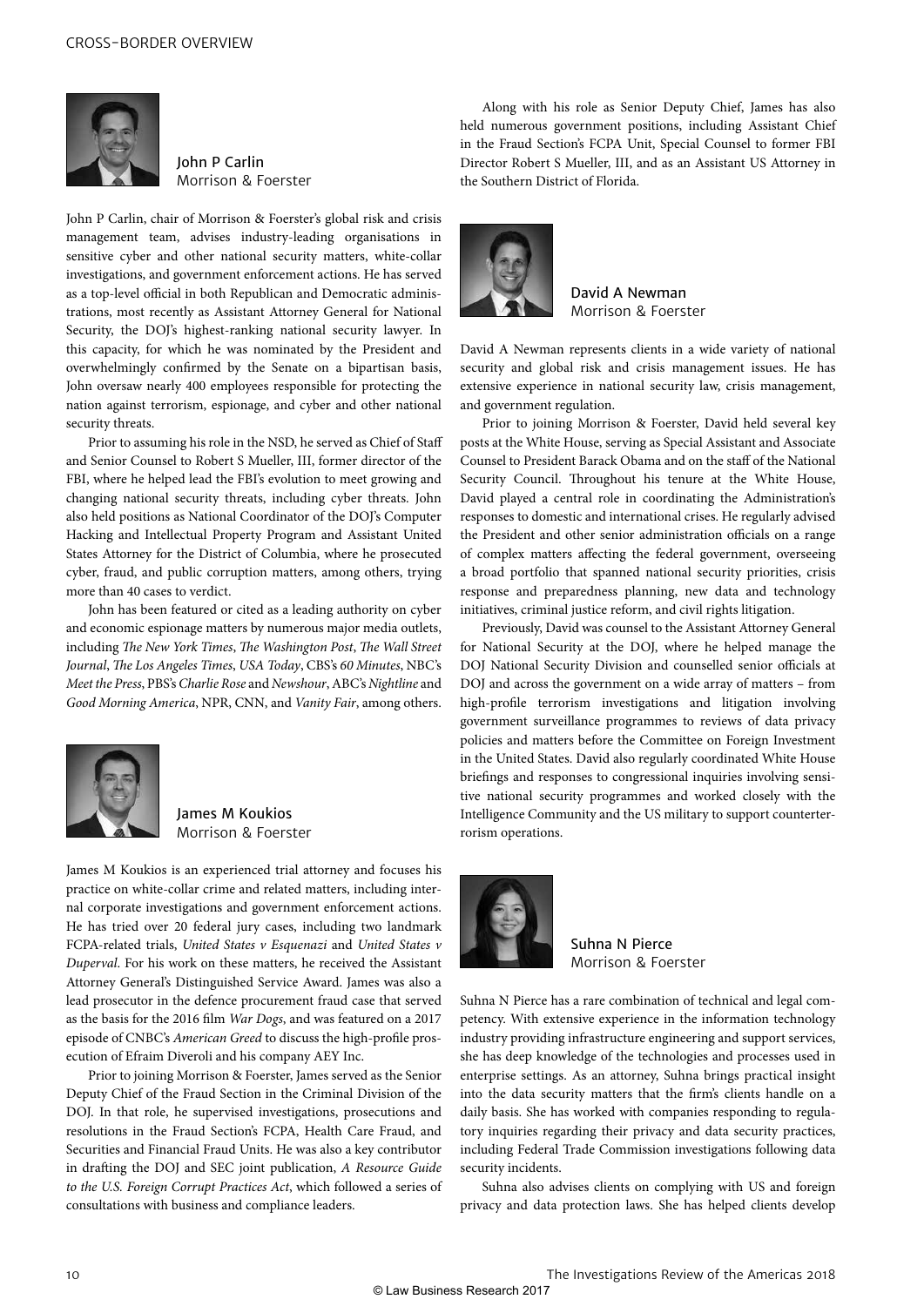### John P Carlin
Morrison & Foerster

John P Carlin, chair of Morrison & Foerster's global risk and crisis management team, advises industry-leading organisations in sensitive cyber and other national security matters, white-collar investigations, and government enforcement actions. He has served as a top-level official in both Republican and Democratic administrations, most recently as Assistant Attorney General for National Security, the DOJ's highest-ranking national security lawyer. In this capacity, for which he was nominated by the President and overwhelmingly confirmed by the Senate on a bipartisan basis, John oversaw nearly 400 employees responsible for protecting the nation against terrorism, espionage, and cyber and other national security threats.

Prior to assuming his role in the NSD, he served as Chief of Staff and Senior Counsel to Robert S Mueller, III, former director of the FBI, where he helped lead the FBI's evolution to meet growing and changing national security threats, including cyber threats. John also held positions as National Coordinator of the DOJ's Computer Hacking and Intellectual Property Program and Assistant United States Attorney for the District of Columbia, where he prosecuted cyber, fraud, and public corruption matters, among others, trying more than 40 cases to verdict.

John has been featured or cited as a leading authority on cyber and economic espionage matters by numerous major media outlets, including *The New York Times*, *The Washington Post*, *The Wall Street Journal*, *The Los Angeles Times*, *USA Today*, CBS's *60 Minutes*, NBC's *Meet the Press*, PBS's *Charlie Rose* and *Newshour*, ABC's *Nightline* and *Good Morning America*, NPR, CNN, and *Vanity Fair*, among others.

### James M Koukios
Morrison & Foerster

James M Koukios is an experienced trial attorney and focuses his practice on white-collar crime and related matters, including internal corporate investigations and government enforcement actions. He has tried over 20 federal jury cases, including two landmark FCPA-related trials, *United States v Esquenazi* and *United States v Duperval*. For his work on these matters, he received the Assistant Attorney General's Distinguished Service Award. James was also a lead prosecutor in the defence procurement fraud case that served as the basis for the 2016 film *War Dogs*, and was featured on a 2017 episode of CNBC's *American Greed* to discuss the high-profile prosecution of Efraim Diveroli and his company AEY Inc.

Prior to joining Morrison & Foerster, James served as the Senior Deputy Chief of the Fraud Section in the Criminal Division of the DOJ. In that role, he supervised investigations, prosecutions and resolutions in the Fraud Section's FCPA, Health Care Fraud, and Securities and Financial Fraud Units. He was also a key contributor in drafting the DOJ and SEC joint publication, *A Resource Guide to the U.S. Foreign Corrupt Practices Act*, which followed a series of consultations with business and compliance leaders.

Along with his role as Senior Deputy Chief, James has also held numerous government positions, including Assistant Chief in the Fraud Section's FCPA Unit, Special Counsel to former FBI Director Robert S Mueller, III, and as an Assistant US Attorney in the Southern District of Florida.

### David A Newman
Morrison & Foerster

David A Newman represents clients in a wide variety of national security and global risk and crisis management issues. He has extensive experience in national security law, crisis management, and government regulation.

Prior to joining Morrison & Foerster, David held several key posts at the White House, serving as Special Assistant and Associate Counsel to President Barack Obama and on the staff of the National Security Council. Throughout his tenure at the White House, David played a central role in coordinating the Administration's responses to domestic and international crises. He regularly advised the President and other senior administration officials on a range of complex matters affecting the federal government, overseeing a broad portfolio that spanned national security priorities, crisis response and preparedness planning, new data and technology initiatives, criminal justice reform, and civil rights litigation.

Previously, David was counsel to the Assistant Attorney General for National Security at the DOJ, where he helped manage the DOJ National Security Division and counselled senior officials at DOJ and across the government on a wide array of matters – from high-profile terrorism investigations and litigation involving government surveillance programmes to reviews of data privacy policies and matters before the Committee on Foreign Investment in the United States. David also regularly coordinated White House briefings and responses to congressional inquiries involving sensitive national security programmes and worked closely with the Intelligence Community and the US military to support counterterrorism operations.

### Suhna N Pierce
Morrison & Foerster

Suhna N Pierce has a rare combination of technical and legal competency. With extensive experience in the information technology industry providing infrastructure engineering and support services, she has deep knowledge of the technologies and processes used in enterprise settings. As an attorney, Suhna brings practical insight into the data security matters that the firm's clients handle on a daily basis. She has worked with companies responding to regulatory inquiries regarding their privacy and data security practices, including Federal Trade Commission investigations following data security incidents.

Suhna also advises clients on complying with US and foreign privacy and data protection laws. She has helped clients develop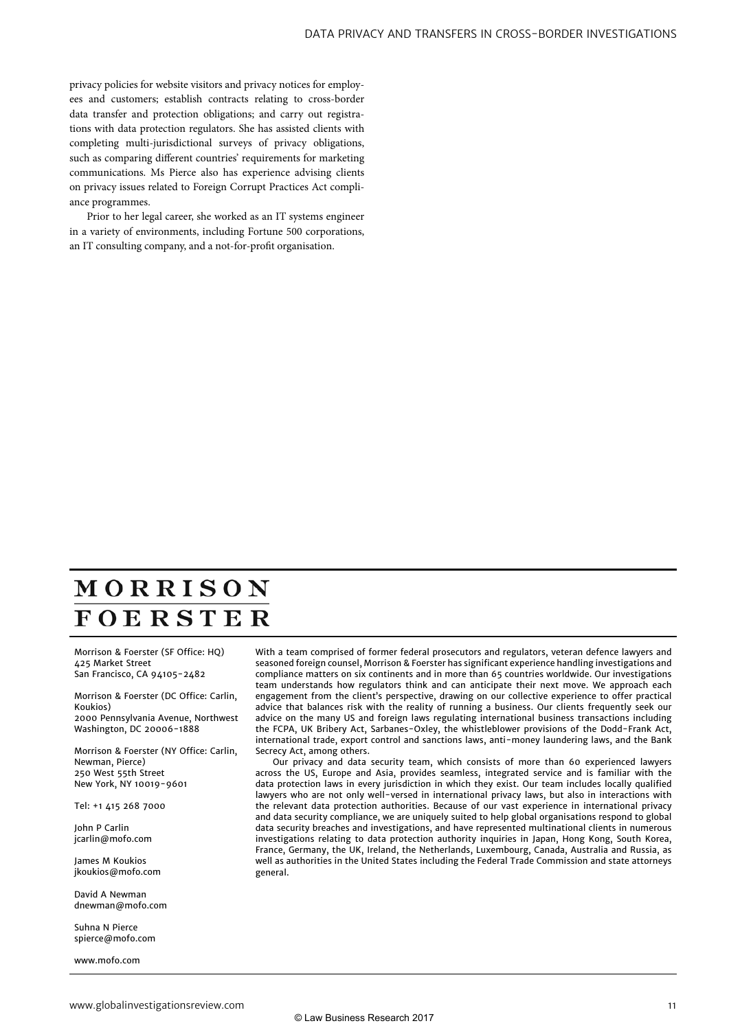privacy policies for website visitors and privacy notices for employees and customers; establish contracts relating to cross-border data transfer and protection obligations; and carry out registrations with data protection regulators. She has assisted clients with completing multi-jurisdictional surveys of privacy obligations, such as comparing different countries' requirements for marketing communications. Ms Pierce also has experience advising clients on privacy issues related to Foreign Corrupt Practices Act compliance programmes.

Prior to her legal career, she worked as an IT systems engineer in a variety of environments, including Fortune 500 corporations, an IT consulting company, and a not-for-profit organisation.

---

**MORRISON FOERSTER**

Morrison & Foerster (SF Office: HQ)
425 Market Street
San Francisco, CA 94105-2482

Morrison & Foerster (DC Office: Carlin, Koukios)
2000 Pennsylvania Avenue, Northwest
Washington, DC 20006-1888

Morrison & Foerster (NY Office: Carlin, Newman, Pierce)
250 West 55th Street
New York, NY 10019-9601

Tel: +1 415 268 7000

John P Carlin
jcarlin@mofo.com

James M Koukios
jkoukios@mofo.com

David A Newman
dnewman@mofo.com

Suhna N Pierce
spierce@mofo.com

www.mofo.com

With a team comprised of former federal prosecutors and regulators, veteran defence lawyers and seasoned foreign counsel, Morrison & Foerster has significant experience handling investigations and compliance matters on six continents and in more than 65 countries worldwide. Our investigations team understands how regulators think and can anticipate their next move. We approach each engagement from the client's perspective, drawing on our collective experience to offer practical advice that balances risk with the reality of running a business. Our clients frequently seek our advice on the many US and foreign laws regulating international business transactions including the FCPA, UK Bribery Act, Sarbanes-Oxley, the whistleblower provisions of the Dodd-Frank Act, international trade, export control and sanctions laws, anti-money laundering laws, and the Bank Secrecy Act, among others.

Our privacy and data security team, which consists of more than 60 experienced lawyers across the US, Europe and Asia, provides seamless, integrated service and is familiar with the data protection laws in every jurisdiction in which they exist. Our team includes locally qualified lawyers who are not only well-versed in international privacy laws, but also in interactions with the relevant data protection authorities. Because of our vast experience in international privacy and data security compliance, we are uniquely suited to help global organisations respond to global data security breaches and investigations, and have represented multinational clients in numerous investigations relating to data protection authority inquiries in Japan, Hong Kong, South Korea, France, Germany, the UK, Ireland, the Netherlands, Luxembourg, Canada, Australia and Russia, as well as authorities in the United States including the Federal Trade Commission and state attorneys general.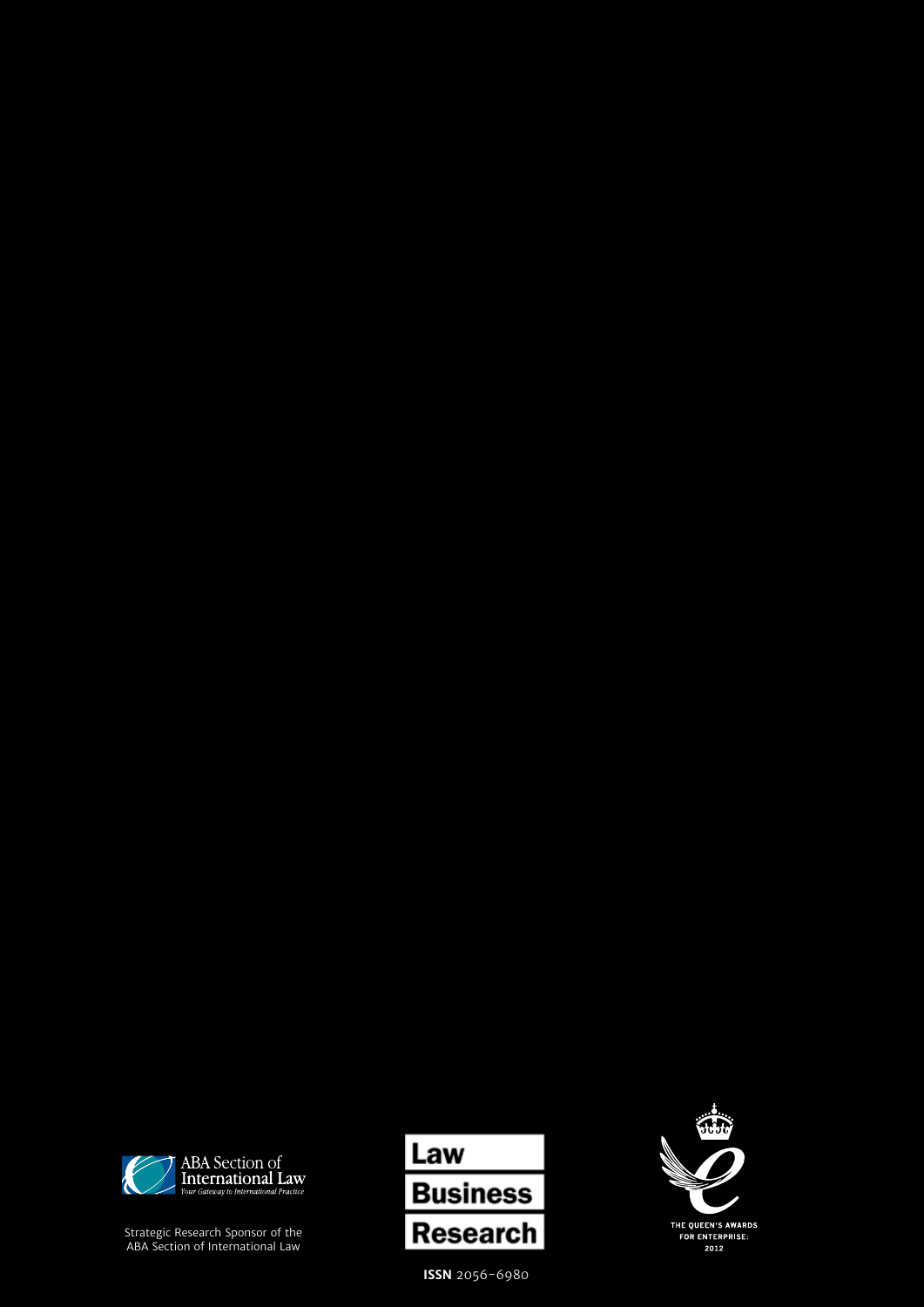ABA Section of International Law

*Your Gateway to International Practice*

Strategic Research Sponsor of the ABA Section of International Law

Law Business Research

THE QUEEN'S AWARDS FOR ENTERPRISE: 2012

**ISSN** 2056-6980